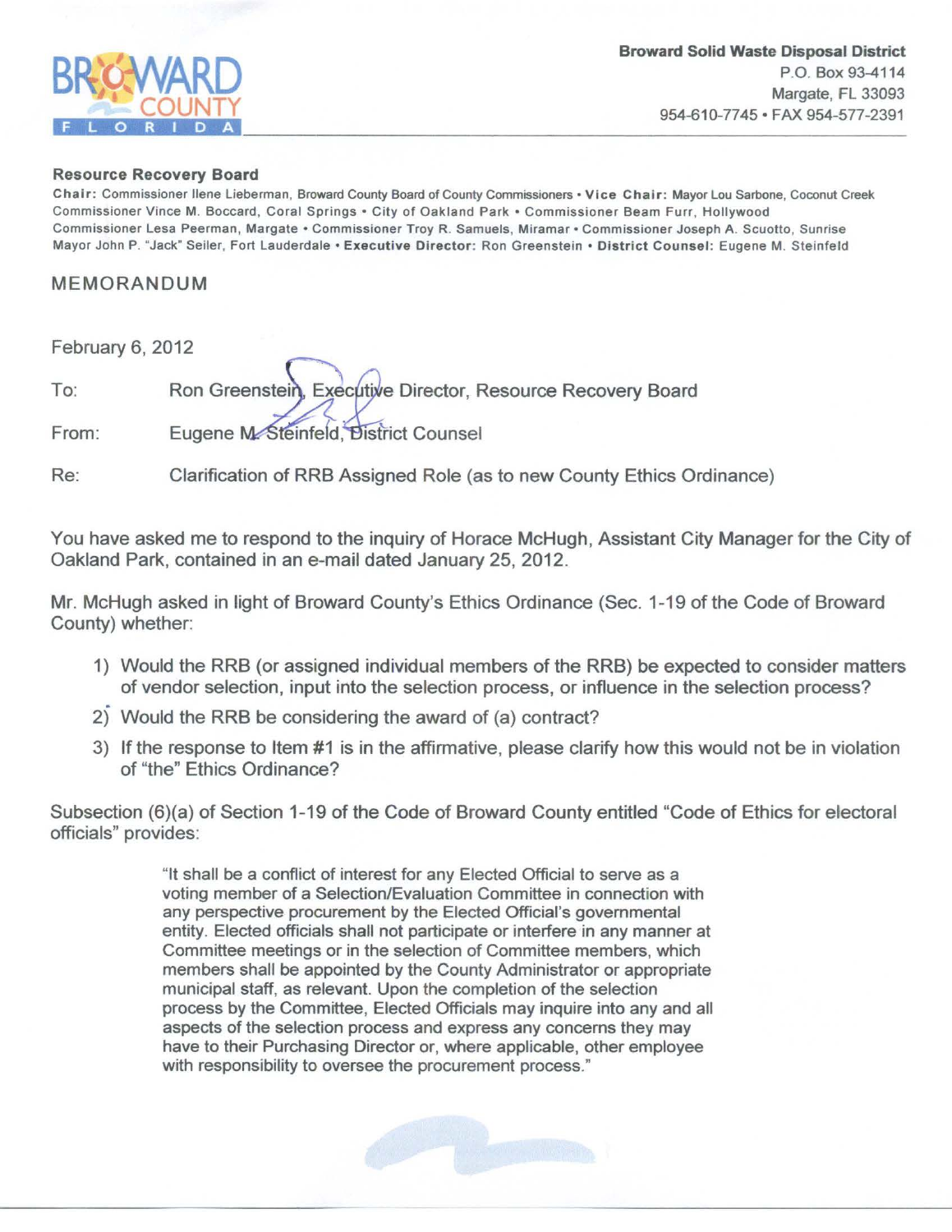**Broward Solid Waste Disposal District**
P.O. Box 93-4114
Margate, FL 33093
954-610-7745 • FAX 954-577-2391

**Resource Recovery Board**
**Chair:** Commissioner Ilene Lieberman, Broward County Board of County Commissioners • **Vice Chair:** Mayor Lou Sarbone, Coconut Creek
Commissioner Vince M. Boccard, Coral Springs • City of Oakland Park • Commissioner Beam Furr, Hollywood
Commissioner Lesa Peerman, Margate • Commissioner Troy R. Samuels, Miramar • Commissioner Joseph A. Scuotto, Sunrise
Mayor John P. "Jack" Seiler, Fort Lauderdale • **Executive Director:** Ron Greenstein • **District Counsel:** Eugene M. Steinfeld

# MEMORANDUM

February 6, 2012

To: Ron Greenstein, Executive Director, Resource Recovery Board

From: Eugene M. Steinfeld, District Counsel

Re: Clarification of RRB Assigned Role (as to new County Ethics Ordinance)

You have asked me to respond to the inquiry of Horace McHugh, Assistant City Manager for the City of Oakland Park, contained in an e-mail dated January 25, 2012.

Mr. McHugh asked in light of Broward County's Ethics Ordinance (Sec. 1-19 of the Code of Broward County) whether:

1) Would the RRB (or assigned individual members of the RRB) be expected to consider matters of vendor selection, input into the selection process, or influence in the selection process?
2) Would the RRB be considering the award of (a) contract?
3) If the response to Item #1 is in the affirmative, please clarify how this would not be in violation of "the" Ethics Ordinance?

Subsection (6)(a) of Section 1-19 of the Code of Broward County entitled "Code of Ethics for electoral officials" provides:

> "It shall be a conflict of interest for any Elected Official to serve as a voting member of a Selection/Evaluation Committee in connection with any perspective procurement by the Elected Official's governmental entity. Elected officials shall not participate or interfere in any manner at Committee meetings or in the selection of Committee members, which members shall be appointed by the County Administrator or appropriate municipal staff, as relevant. Upon the completion of the selection process by the Committee, Elected Officials may inquire into any and all aspects of the selection process and express any concerns they may have to their Purchasing Director or, where applicable, other employee with responsibility to oversee the procurement process."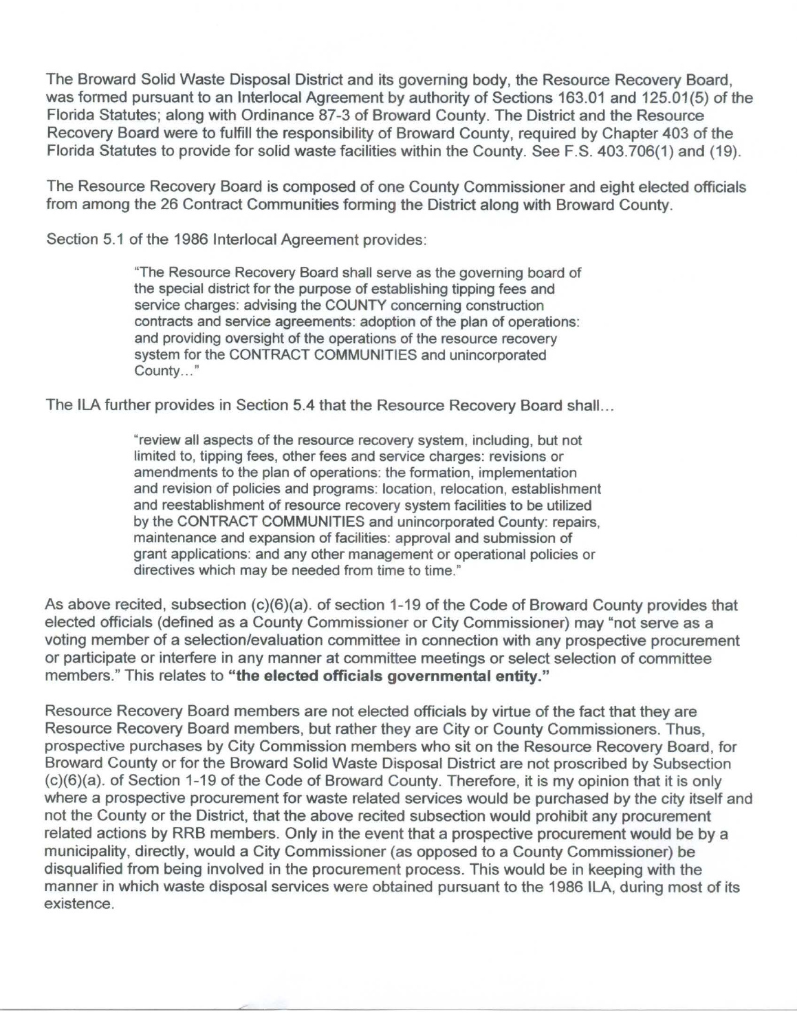The Broward Solid Waste Disposal District and its governing body, the Resource Recovery Board, was formed pursuant to an Interlocal Agreement by authority of Sections 163.01 and 125.01(5) of the Florida Statutes; along with Ordinance 87-3 of Broward County. The District and the Resource Recovery Board were to fulfill the responsibility of Broward County, required by Chapter 403 of the Florida Statutes to provide for solid waste facilities within the County. See F.S. 403.706(1) and (19).

The Resource Recovery Board is composed of one County Commissioner and eight elected officials from among the 26 Contract Communities forming the District along with Broward County.

Section 5.1 of the 1986 Interlocal Agreement provides:

> "The Resource Recovery Board shall serve as the governing board of the special district for the purpose of establishing tipping fees and service charges: advising the COUNTY concerning construction contracts and service agreements: adoption of the plan of operations: and providing oversight of the operations of the resource recovery system for the CONTRACT COMMUNITIES and unincorporated County..."

The ILA further provides in Section 5.4 that the Resource Recovery Board shall...

> "review all aspects of the resource recovery system, including, but not limited to, tipping fees, other fees and service charges: revisions or amendments to the plan of operations: the formation, implementation and revision of policies and programs: location, relocation, establishment and reestablishment of resource recovery system facilities to be utilized by the CONTRACT COMMUNITIES and unincorporated County: repairs, maintenance and expansion of facilities: approval and submission of grant applications: and any other management or operational policies or directives which may be needed from time to time."

As above recited, subsection (c)(6)(a). of section 1-19 of the Code of Broward County provides that elected officials (defined as a County Commissioner or City Commissioner) may "not serve as a voting member of a selection/evaluation committee in connection with any prospective procurement or participate or interfere in any manner at committee meetings or select selection of committee members." This relates to **"the elected officials governmental entity."**

Resource Recovery Board members are not elected officials by virtue of the fact that they are Resource Recovery Board members, but rather they are City or County Commissioners. Thus, prospective purchases by City Commission members who sit on the Resource Recovery Board, for Broward County or for the Broward Solid Waste Disposal District are not proscribed by Subsection (c)(6)(a). of Section 1-19 of the Code of Broward County. Therefore, it is my opinion that it is only where a prospective procurement for waste related services would be purchased by the city itself and not the County or the District, that the above recited subsection would prohibit any procurement related actions by RRB members. Only in the event that a prospective procurement would be by a municipality, directly, would a City Commissioner (as opposed to a County Commissioner) be disqualified from being involved in the procurement process. This would be in keeping with the manner in which waste disposal services were obtained pursuant to the 1986 ILA, during most of its existence.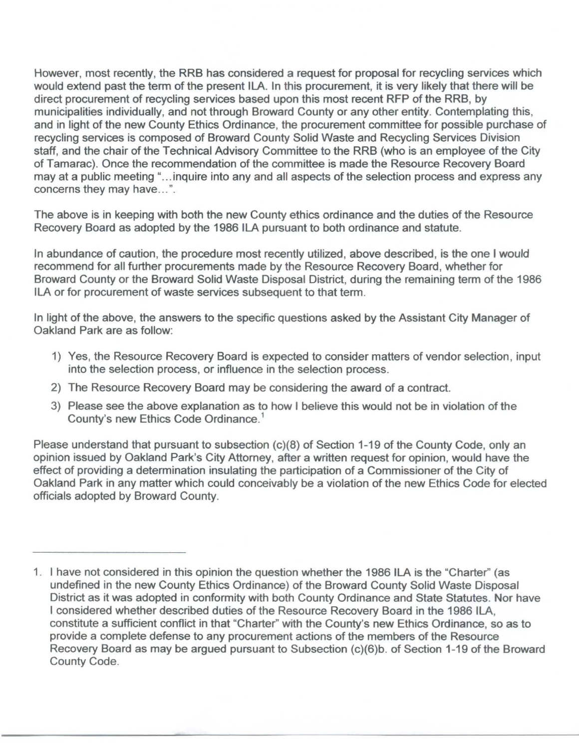However, most recently, the RRB has considered a request for proposal for recycling services which would extend past the term of the present ILA. In this procurement, it is very likely that there will be direct procurement of recycling services based upon this most recent RFP of the RRB, by municipalities individually, and not through Broward County or any other entity. Contemplating this, and in light of the new County Ethics Ordinance, the procurement committee for possible purchase of recycling services is composed of Broward County Solid Waste and Recycling Services Division staff, and the chair of the Technical Advisory Committee to the RRB (who is an employee of the City of Tamarac). Once the recommendation of the committee is made the Resource Recovery Board may at a public meeting "...inquire into any and all aspects of the selection process and express any concerns they may have...".

The above is in keeping with both the new County ethics ordinance and the duties of the Resource Recovery Board as adopted by the 1986 ILA pursuant to both ordinance and statute.

In abundance of caution, the procedure most recently utilized, above described, is the one I would recommend for all further procurements made by the Resource Recovery Board, whether for Broward County or the Broward Solid Waste Disposal District, during the remaining term of the 1986 ILA or for procurement of waste services subsequent to that term.

In light of the above, the answers to the specific questions asked by the Assistant City Manager of Oakland Park are as follow:

1) Yes, the Resource Recovery Board is expected to consider matters of vendor selection, input into the selection process, or influence in the selection process.
2) The Resource Recovery Board may be considering the award of a contract.
3) Please see the above explanation as to how I believe this would not be in violation of the County's new Ethics Code Ordinance.[1]

Please understand that pursuant to subsection (c)(8) of Section 1-19 of the County Code, only an opinion issued by Oakland Park's City Attorney, after a written request for opinion, would have the effect of providing a determination insulating the participation of a Commissioner of the City of Oakland Park in any matter which could conceivably be a violation of the new Ethics Code for elected officials adopted by Broward County.

---

1. I have not considered in this opinion the question whether the 1986 ILA is the "Charter" (as undefined in the new County Ethics Ordinance) of the Broward County Solid Waste Disposal District as it was adopted in conformity with both County Ordinance and State Statutes. Nor have I considered whether described duties of the Resource Recovery Board in the 1986 ILA, constitute a sufficient conflict in that "Charter" with the County's new Ethics Ordinance, so as to provide a complete defense to any procurement actions of the members of the Resource Recovery Board as may be argued pursuant to Subsection (c)(6)b. of Section 1-19 of the Broward County Code.